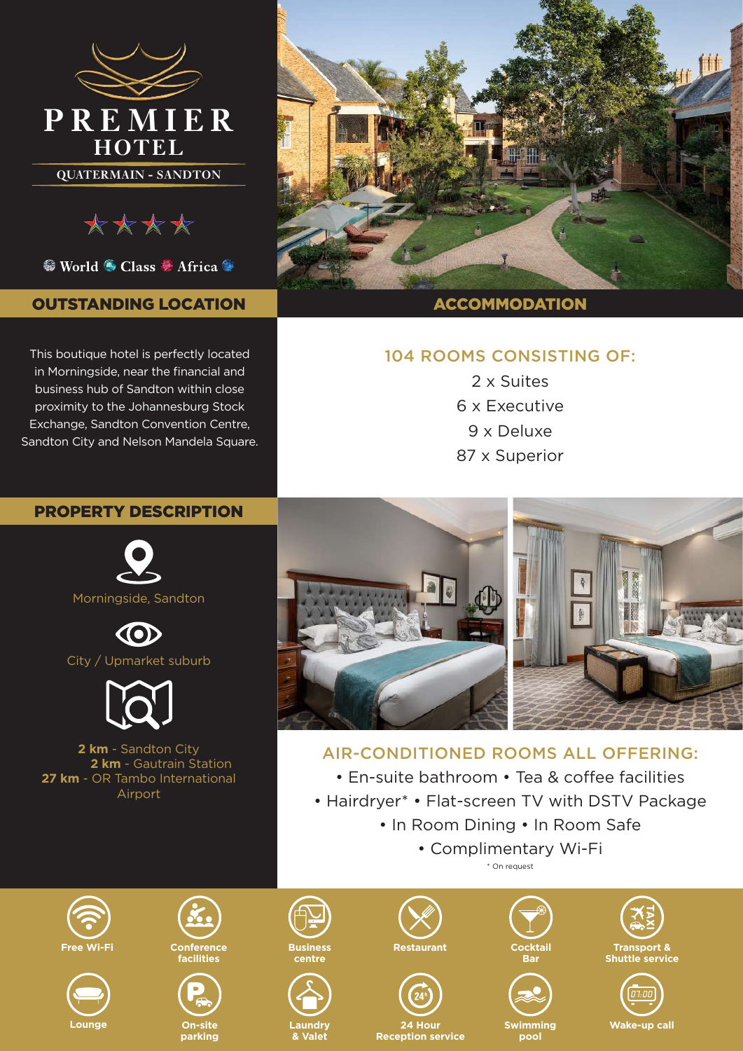# PREMIER HOTEL

QUATERMAIN - SANDTON

★★★★

World Class Africa

## OUTSTANDING LOCATION

This boutique hotel is perfectly located in Morningside, near the financial and business hub of Sandton within close proximity to the Johannesburg Stock Exchange, Sandton Convention Centre, Sandton City and Nelson Mandela Square.

## ACCOMMODATION

### 104 ROOMS CONSISTING OF:

2 x Suites
6 x Executive
9 x Deluxe
87 x Superior

## PROPERTY DESCRIPTION

Morningside, Sandton

City / Upmarket suburb

**2 km** - Sandton City
**2 km** - Gautrain Station
**27 km** - OR Tambo International Airport

### AIR-CONDITIONED ROOMS ALL OFFERING:

- En-suite bathroom
- Tea & coffee facilities
- Hairdryer*
- Flat-screen TV with DSTV Package
- In Room Dining
- In Room Safe
- Complimentary Wi-Fi

* On request

- Free Wi-Fi
- Conference facilities
- Business centre
- Restaurant
- Cocktail Bar
- Transport & Shuttle service
- Lounge
- On-site parking
- Laundry & Valet
- 24 Hour Reception service
- Swimming pool
- Wake-up call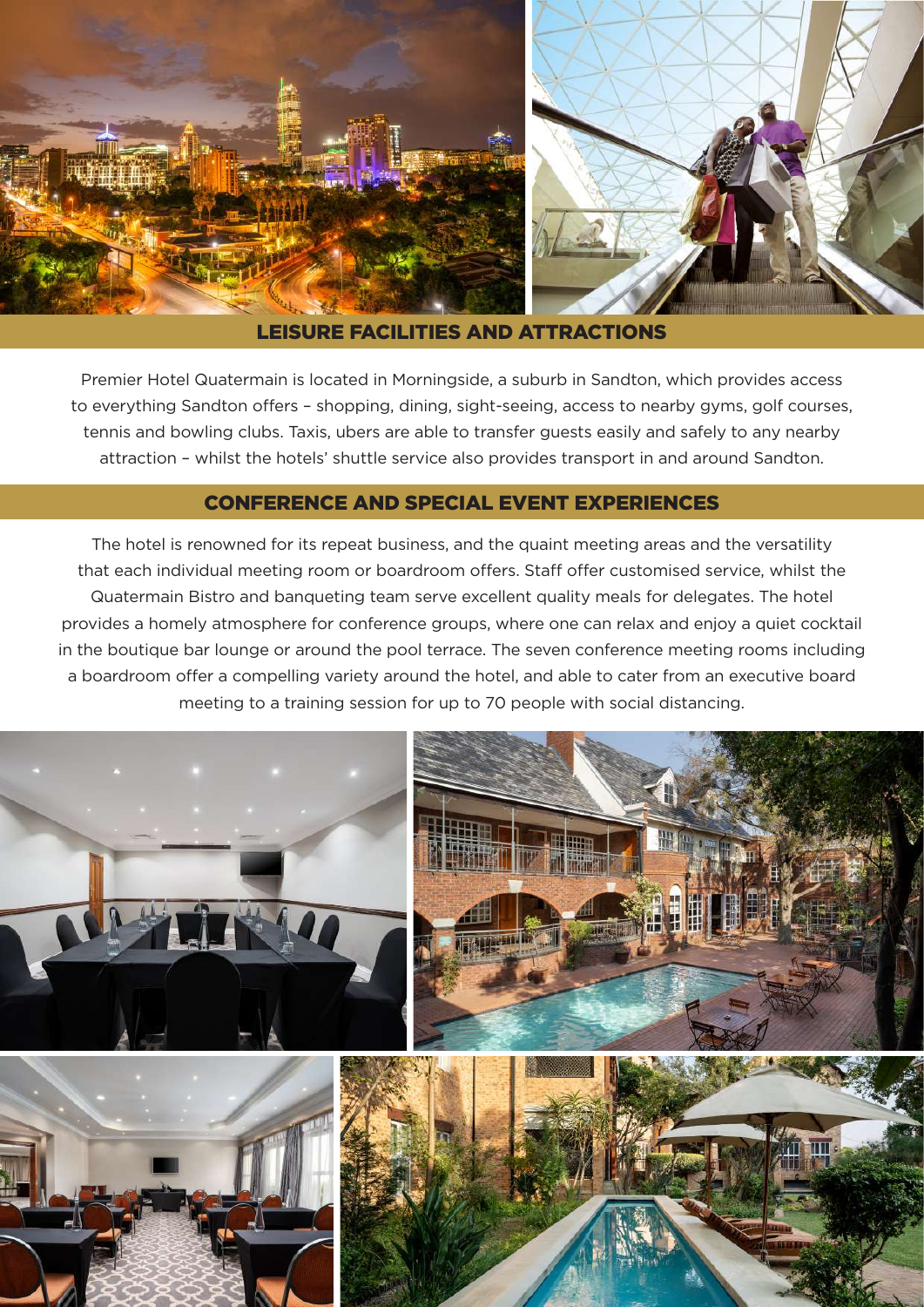## LEISURE FACILITIES AND ATTRACTIONS

Premier Hotel Quatermain is located in Morningside, a suburb in Sandton, which provides access to everything Sandton offers – shopping, dining, sight-seeing, access to nearby gyms, golf courses, tennis and bowling clubs. Taxis, ubers are able to transfer guests easily and safely to any nearby attraction – whilst the hotels' shuttle service also provides transport in and around Sandton.

## CONFERENCE AND SPECIAL EVENT EXPERIENCES

The hotel is renowned for its repeat business, and the quaint meeting areas and the versatility that each individual meeting room or boardroom offers. Staff offer customised service, whilst the Quatermain Bistro and banqueting team serve excellent quality meals for delegates. The hotel provides a homely atmosphere for conference groups, where one can relax and enjoy a quiet cocktail in the boutique bar lounge or around the pool terrace. The seven conference meeting rooms including a boardroom offer a compelling variety around the hotel, and able to cater from an executive board meeting to a training session for up to 70 people with social distancing.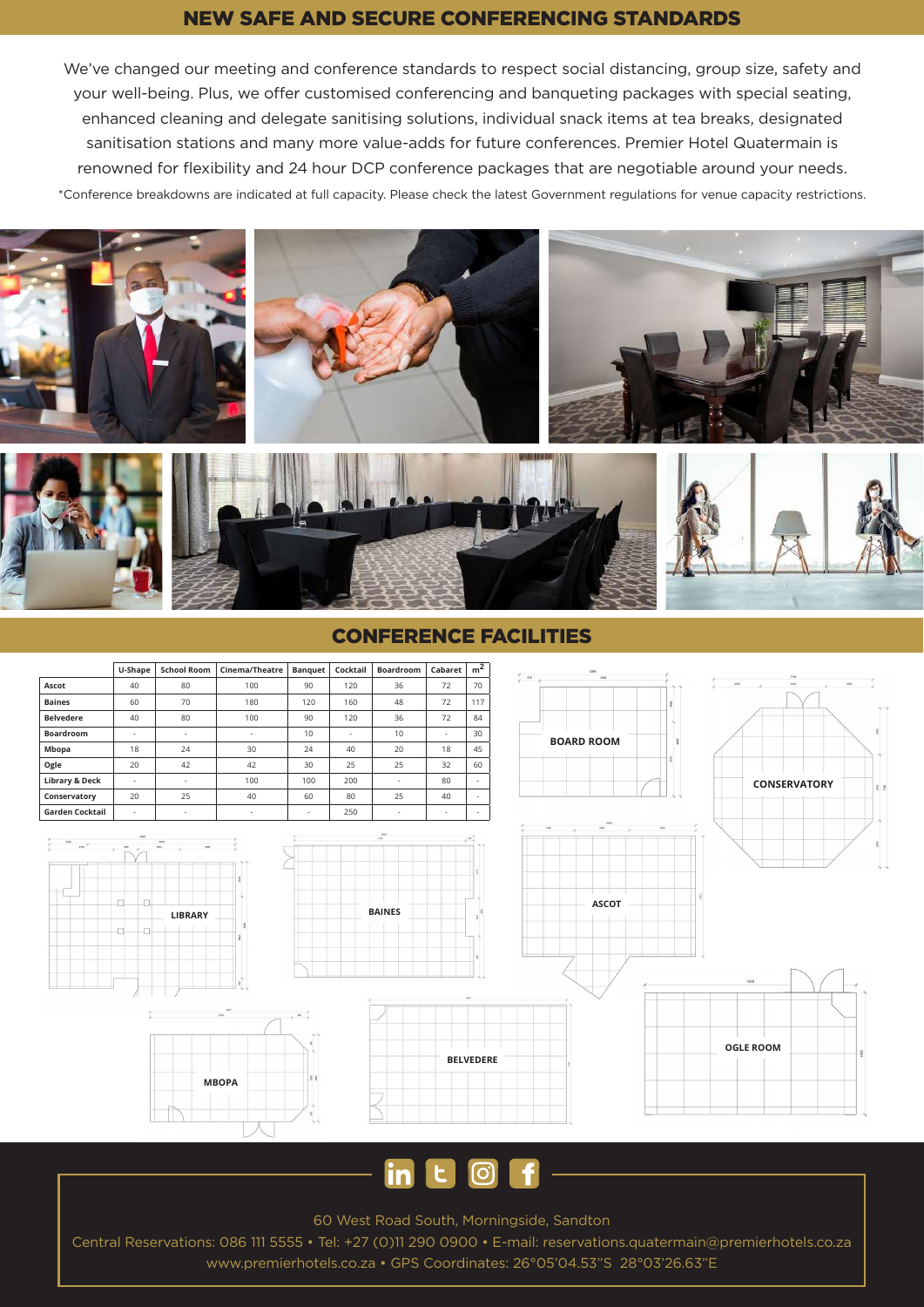## NEW SAFE AND SECURE CONFERENCING STANDARDS

We've changed our meeting and conference standards to respect social distancing, group size, safety and your well-being. Plus, we offer customised conferencing and banqueting packages with special seating, enhanced cleaning and delegate sanitising solutions, individual snack items at tea breaks, designated sanitisation stations and many more value-adds for future conferences. Premier Hotel Quatermain is renowned for flexibility and 24 hour DCP conference packages that are negotiable around your needs.

*Conference breakdowns are indicated at full capacity. Please check the latest Government regulations for venue capacity restrictions.

## CONFERENCE FACILITIES

| | U-Shape | School Room | Cinema/Theatre | Banquet | Cocktail | Boardroom | Cabaret | m$^2$ |
|---|---|---|---|---|---|---|---|---|
| **Ascot** | 40 | 80 | 100 | 90 | 120 | 36 | 72 | 70 |
| **Baines** | 60 | 70 | 180 | 120 | 160 | 48 | 72 | 117 |
| **Belvedere** | 40 | 80 | 100 | 90 | 120 | 36 | 72 | 84 |
| **Boardroom** | - | - | - | 10 | - | 10 | - | 30 |
| **Mbopa** | 18 | 24 | 30 | 24 | 40 | 20 | 18 | 45 |
| **Ogle** | 20 | 42 | 42 | 30 | 25 | 25 | 32 | 60 |
| **Library & Deck** | - | - | 100 | 100 | 200 | - | 80 | - |
| **Conservatory** | 20 | 25 | 40 | 60 | 80 | 25 | 40 | - |
| **Garden Cocktail** | - | - | - | - | 250 | - | - | - |

BOARD ROOM

CONSERVATORY

LIBRARY

BAINES

ASCOT

OGLE ROOM

MBOPA

BELVEDERE

60 West Road South, Morningside, Sandton
Central Reservations: 086 111 5555 • Tel: +27 (0)11 290 0900 • E-mail: reservations.quatermain@premierhotels.co.za
www.premierhotels.co.za • GPS Coordinates: 26°05'04.53"S 28°03'26.63"E